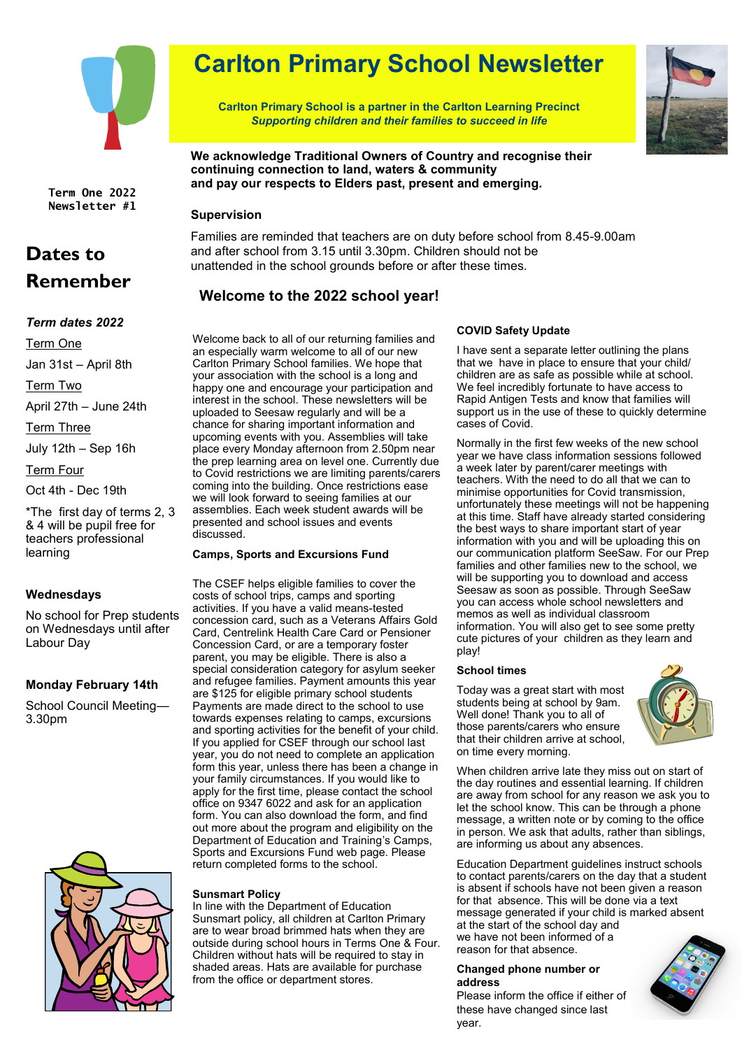# Carlton Primary School Newsletter

**Carlton Primary School is a partner in the Carlton Learning Precinct**
***Supporting children and their families to succeed in life***

**We acknowledge Traditional Owners of Country and recognise their continuing connection to land, waters & community and pay our respects to Elders past, present and emerging.**

Term One 2022
Newsletter #1

## Dates to Remember

***Term dates 2022***

Term One

Jan 31st – April 8th

Term Two

April 27th – June 24th

Term Three

July 12th – Sep 16th

Term Four

Oct 4th - Dec 19th

*The first day of terms 2, 3 & 4 will be pupil free for teachers professional learning

**Wednesdays**

No school for Prep students on Wednesdays until after Labour Day

**Monday February 14th**

School Council Meeting—3.30pm

### Supervision

Families are reminded that teachers are on duty before school from 8.45-9.00am and after school from 3.15 until 3.30pm. Children should not be unattended in the school grounds before or after these times.

## Welcome to the 2022 school year!

Welcome back to all of our returning families and an especially warm welcome to all of our new Carlton Primary School families. We hope that your association with the school is a long and happy one and encourage your participation and interest in the school. These newsletters will be uploaded to Seesaw regularly and will be a chance for sharing important information and upcoming events with you. Assemblies will take place every Monday afternoon from 2.50pm near the prep learning area on level one. Currently due to Covid restrictions we are limiting parents/carers coming into the building. Once restrictions ease we will look forward to seeing families at our assemblies. Each week student awards will be presented and school issues and events discussed.

**Camps, Sports and Excursions Fund**

The CSEF helps eligible families to cover the costs of school trips, camps and sporting activities. If you have a valid means-tested concession card, such as a Veterans Affairs Gold Card, Centrelink Health Care Card or Pensioner Concession Card, or are a temporary foster parent, you may be eligible. There is also a special consideration category for asylum seeker and refugee families. Payment amounts this year are $125 for eligible primary school students Payments are made direct to the school to use towards expenses relating to camps, excursions and sporting activities for the benefit of your child. If you applied for CSEF through our school last year, you do not need to complete an application form this year, unless there has been a change in your family circumstances. If you would like to apply for the first time, please contact the school office on 9347 6022 and ask for an application form. You can also download the form, and find out more about the program and eligibility on the Department of Education and Training's Camps, Sports and Excursions Fund web page. Please return completed forms to the school.

**Sunsmart Policy**

In line with the Department of Education Sunsmart policy, all children at Carlton Primary are to wear broad brimmed hats when they are outside during school hours in Terms One & Four. Children without hats will be required to stay in shaded areas. Hats are available for purchase from the office or department stores.

**COVID Safety Update**

I have sent a separate letter outlining the plans that we have in place to ensure that your child/ children are as safe as possible while at school. We feel incredibly fortunate to have access to Rapid Antigen Tests and know that families will support us in the use of these to quickly determine cases of Covid.

Normally in the first few weeks of the new school year we have class information sessions followed a week later by parent/carer meetings with teachers. With the need to do all that we can to minimise opportunities for Covid transmission, unfortunately these meetings will not be happening at this time. Staff have already started considering the best ways to share important start of year information with you and will be uploading this on our communication platform SeeSaw. For our Prep families and other families new to the school, we will be supporting you to download and access Seesaw as soon as possible. Through SeeSaw you can access whole school newsletters and memos as well as individual classroom information. You will also get to see some pretty cute pictures of your children as they learn and play!

**School times**

Today was a great start with most students being at school by 9am. Well done! Thank you to all of those parents/carers who ensure that their children arrive at school, on time every morning.

When children arrive late they miss out on start of the day routines and essential learning. If children are away from school for any reason we ask you to let the school know. This can be through a phone message, a written note or by coming to the office in person. We ask that adults, rather than siblings, are informing us about any absences.

Education Department guidelines instruct schools to contact parents/carers on the day that a student is absent if schools have not been given a reason for that absence. This will be done via a text message generated if your child is marked absent at the start of the school day and we have not been informed of a reason for that absence.

**Changed phone number or address**

Please inform the office if either of these have changed since last year.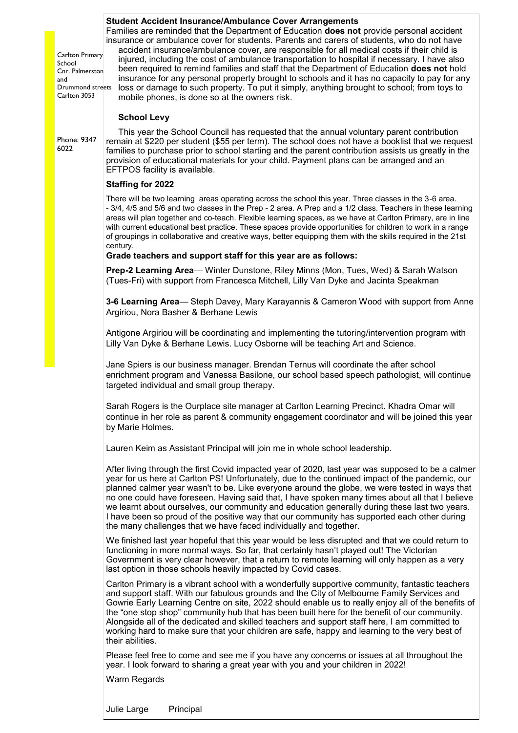Carlton Primary School
Cnr. Palmerston and Drummond streets
Carlton 3053

Phone: 9347 6022

### Student Accident Insurance/Ambulance Cover Arrangements

Families are reminded that the Department of Education **does not** provide personal accident insurance or ambulance cover for students. Parents and carers of students, who do not have accident insurance/ambulance cover, are responsible for all medical costs if their child is injured, including the cost of ambulance transportation to hospital if necessary. I have also been required to remind families and staff that the Department of Education **does not** hold insurance for any personal property brought to schools and it has no capacity to pay for any loss or damage to such property. To put it simply, anything brought to school; from toys to mobile phones, is done so at the owners risk.

### School Levy

This year the School Council has requested that the annual voluntary parent contribution remain at $220 per student ($55 per term). The school does not have a booklist that we request families to purchase prior to school starting and the parent contribution assists us greatly in the provision of educational materials for your child. Payment plans can be arranged and an EFTPOS facility is available.

### Staffing for 2022

There will be two learning areas operating across the school this year. Three classes in the 3-6 area. - 3/4, 4/5 and 5/6 and two classes in the Prep - 2 area. A Prep and a 1/2 class. Teachers in these learning areas will plan together and co-teach. Flexible learning spaces, as we have at Carlton Primary, are in line with current educational best practice. These spaces provide opportunities for children to work in a range of groupings in collaborative and creative ways, better equipping them with the skills required in the 21st century.

**Grade teachers and support staff for this year are as follows:**

**Prep-2 Learning Area**— Winter Dunstone, Riley Minns (Mon, Tues, Wed) & Sarah Watson (Tues-Fri) with support from Francesca Mitchell, Lilly Van Dyke and Jacinta Speakman

**3-6 Learning Area**— Steph Davey, Mary Karayannis & Cameron Wood with support from Anne Argiriou, Nora Basher & Berhane Lewis

Antigone Argiriou will be coordinating and implementing the tutoring/intervention program with Lilly Van Dyke & Berhane Lewis. Lucy Osborne will be teaching Art and Science.

Jane Spiers is our business manager. Brendan Ternus will coordinate the after school enrichment program and Vanessa Basilone, our school based speech pathologist, will continue targeted individual and small group therapy.

Sarah Rogers is the Ourplace site manager at Carlton Learning Precinct. Khadra Omar will continue in her role as parent & community engagement coordinator and will be joined this year by Marie Holmes.

Lauren Keim as Assistant Principal will join me in whole school leadership.

After living through the first Covid impacted year of 2020, last year was supposed to be a calmer year for us here at Carlton PS! Unfortunately, due to the continued impact of the pandemic, our planned calmer year wasn't to be. Like everyone around the globe, we were tested in ways that no one could have foreseen. Having said that, I have spoken many times about all that I believe we learnt about ourselves, our community and education generally during these last two years. I have been so proud of the positive way that our community has supported each other during the many challenges that we have faced individually and together.

We finished last year hopeful that this year would be less disrupted and that we could return to functioning in more normal ways. So far, that certainly hasn't played out! The Victorian Government is very clear however, that a return to remote learning will only happen as a very last option in those schools heavily impacted by Covid cases.

Carlton Primary is a vibrant school with a wonderfully supportive community, fantastic teachers and support staff. With our fabulous grounds and the City of Melbourne Family Services and Gowrie Early Learning Centre on site, 2022 should enable us to really enjoy all of the benefits of the "one stop shop" community hub that has been built here for the benefit of our community. Alongside all of the dedicated and skilled teachers and support staff here, I am committed to working hard to make sure that your children are safe, happy and learning to the very best of their abilities.

Please feel free to come and see me if you have any concerns or issues at all throughout the year. I look forward to sharing a great year with you and your children in 2022!

Warm Regards

Julie Large Principal